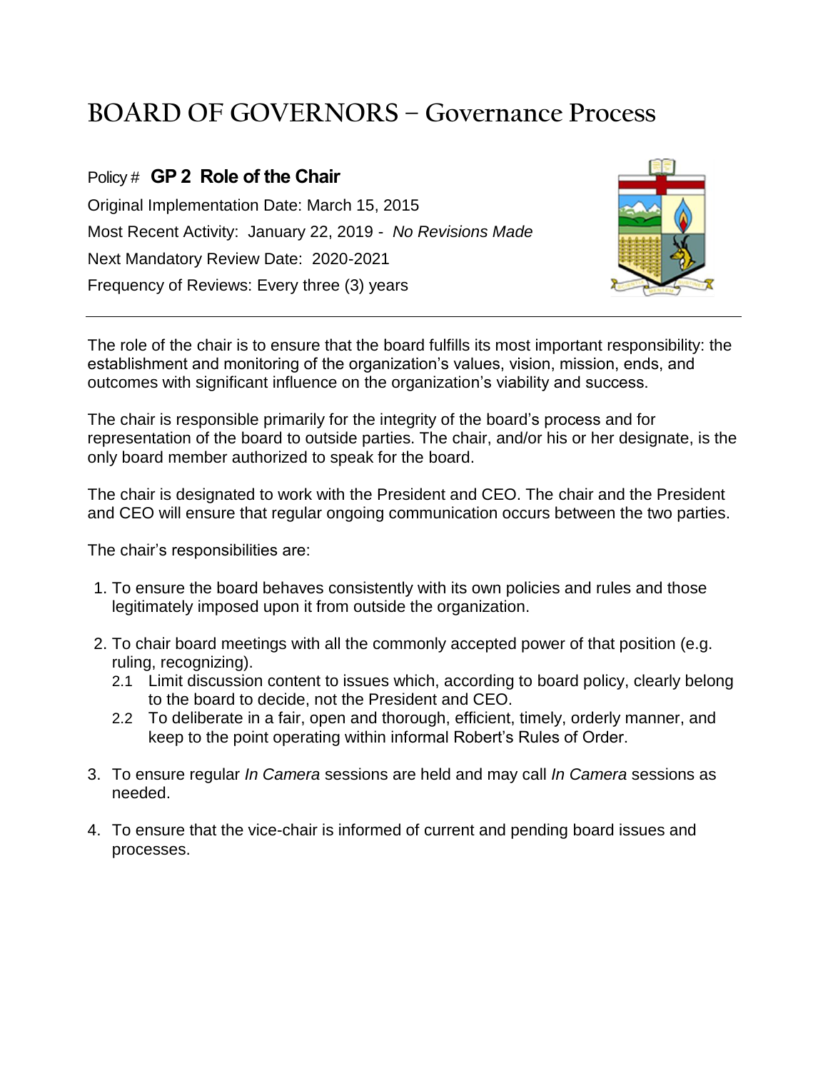# BOARD OF GOVERNORS – Governance Process

Policy # **GP 2 Role of the Chair**

Original Implementation Date: March 15, 2015

Most Recent Activity: January 22, 2019 - *No Revisions Made*

Next Mandatory Review Date: 2020-2021

Frequency of Reviews: Every three (3) years

---

The role of the chair is to ensure that the board fulfills its most important responsibility: the establishment and monitoring of the organization's values, vision, mission, ends, and outcomes with significant influence on the organization's viability and success.

The chair is responsible primarily for the integrity of the board's process and for representation of the board to outside parties. The chair, and/or his or her designate, is the only board member authorized to speak for the board.

The chair is designated to work with the President and CEO. The chair and the President and CEO will ensure that regular ongoing communication occurs between the two parties.

The chair's responsibilities are:

1. To ensure the board behaves consistently with its own policies and rules and those legitimately imposed upon it from outside the organization.

2. To chair board meetings with all the commonly accepted power of that position (e.g. ruling, recognizing).
   - 2.1 Limit discussion content to issues which, according to board policy, clearly belong to the board to decide, not the President and CEO.
   - 2.2 To deliberate in a fair, open and thorough, efficient, timely, orderly manner, and keep to the point operating within informal Robert's Rules of Order.

3. To ensure regular *In Camera* sessions are held and may call *In Camera* sessions as needed.

4. To ensure that the vice-chair is informed of current and pending board issues and processes.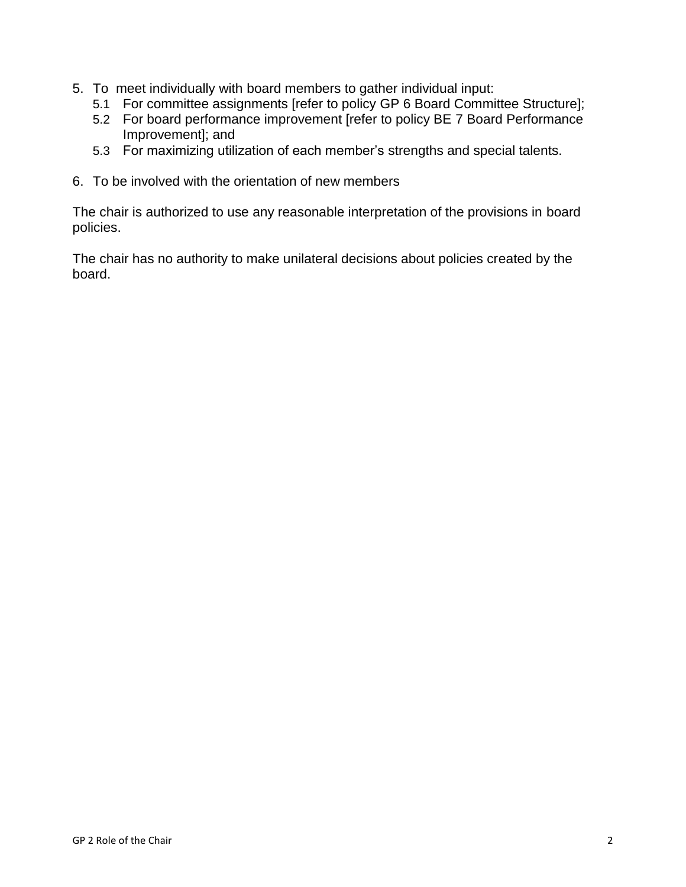5. To meet individually with board members to gather individual input:
   - 5.1 For committee assignments [refer to policy GP 6 Board Committee Structure];
   - 5.2 For board performance improvement [refer to policy BE 7 Board Performance Improvement]; and
   - 5.3 For maximizing utilization of each member's strengths and special talents.

6. To be involved with the orientation of new members

The chair is authorized to use any reasonable interpretation of the provisions in board policies.

The chair has no authority to make unilateral decisions about policies created by the board.